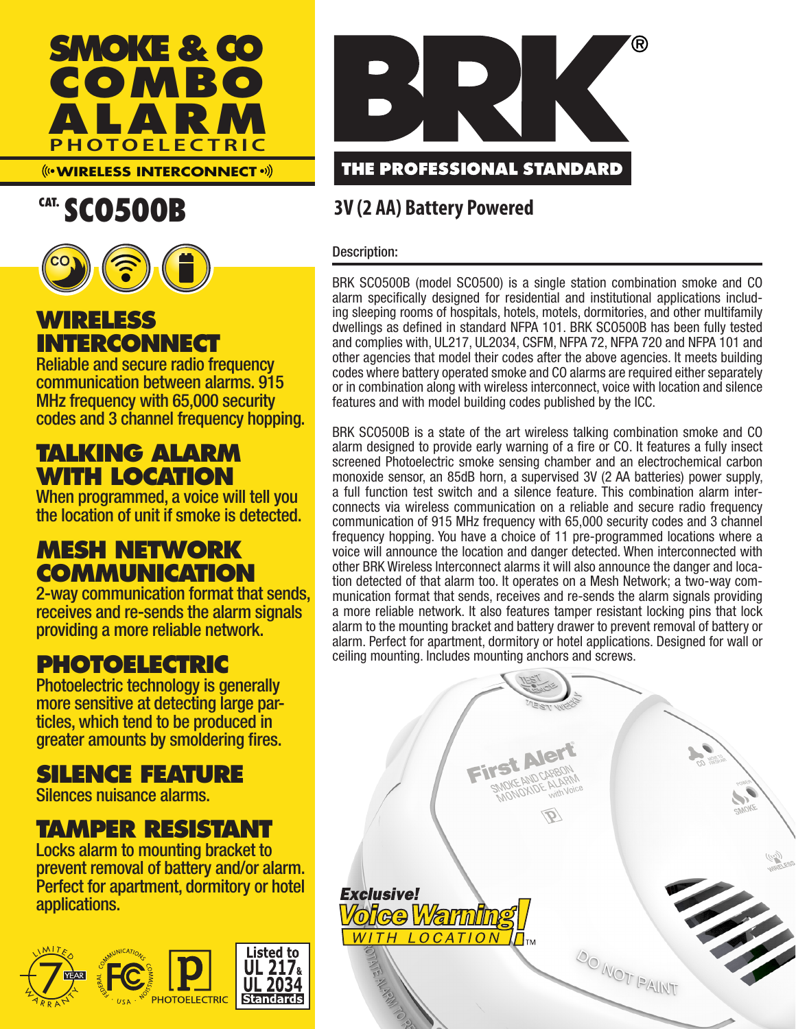# SMOKE & CO COMBO ALARM

PHOTOELECTRIC

((• WIRELESS INTERCONNECT •))

## CAT. SC0500B

BRK®

THE PROFESSIONAL STANDARD

**3V (2 AA) Battery Powered**

## WIRELESS INTERCONNECT

Reliable and secure radio frequency communication between alarms. 915 MHz frequency with 65,000 security codes and 3 channel frequency hopping.

## TALKING ALARM WITH LOCATION

When programmed, a voice will tell you the location of unit if smoke is detected.

## MESH NETWORK COMMUNICATION

2-way communication format that sends, receives and re-sends the alarm signals providing a more reliable network.

## PHOTOELECTRIC

Photoelectric technology is generally more sensitive at detecting large particles, which tend to be produced in greater amounts by smoldering fires.

## SILENCE FEATURE

Silences nuisance alarms.

## TAMPER RESISTANT

Locks alarm to mounting bracket to prevent removal of battery and/or alarm. Perfect for apartment, dormitory or hotel applications.

LIMITED 7 YEAR WARRANTY · FCC · PHOTOELECTRIC · Listed to UL 217 & UL 2034 Standards

### Description:

BRK SC0500B (model SC0500) is a single station combination smoke and CO alarm specifically designed for residential and institutional applications including sleeping rooms of hospitals, hotels, motels, dormitories, and other multifamily dwellings as defined in standard NFPA 101. BRK SC0500B has been fully tested and complies with, UL217, UL2034, CSFM, NFPA 72, NFPA 720 and NFPA 101 and other agencies that model their codes after the above agencies. It meets building codes where battery operated smoke and CO alarms are required either separately or in combination along with wireless interconnect, voice with location and silence features and with model building codes published by the ICC.

BRK SC0500B is a state of the art wireless talking combination smoke and CO alarm designed to provide early warning of a fire or CO. It features a fully insect screened Photoelectric smoke sensing chamber and an electrochemical carbon monoxide sensor, an 85dB horn, a supervised 3V (2 AA batteries) power supply, a full function test switch and a silence feature. This combination alarm interconnects via wireless communication on a reliable and secure radio frequency communication of 915 MHz frequency with 65,000 security codes and 3 channel frequency hopping. You have a choice of 11 pre-programmed locations where a voice will announce the location and danger detected. When interconnected with other BRK Wireless Interconnect alarms it will also announce the danger and location detected of that alarm too. It operates on a Mesh Network; a two-way communication format that sends, receives and re-sends the alarm signals providing a more reliable network. It also features tamper resistant locking pins that lock alarm to the mounting bracket and battery drawer to prevent removal of battery or alarm. Perfect for apartment, dormitory or hotel applications. Designed for wall or ceiling mounting. Includes mounting anchors and screws.

*Exclusive! Voice Warning! WITH LOCATION*™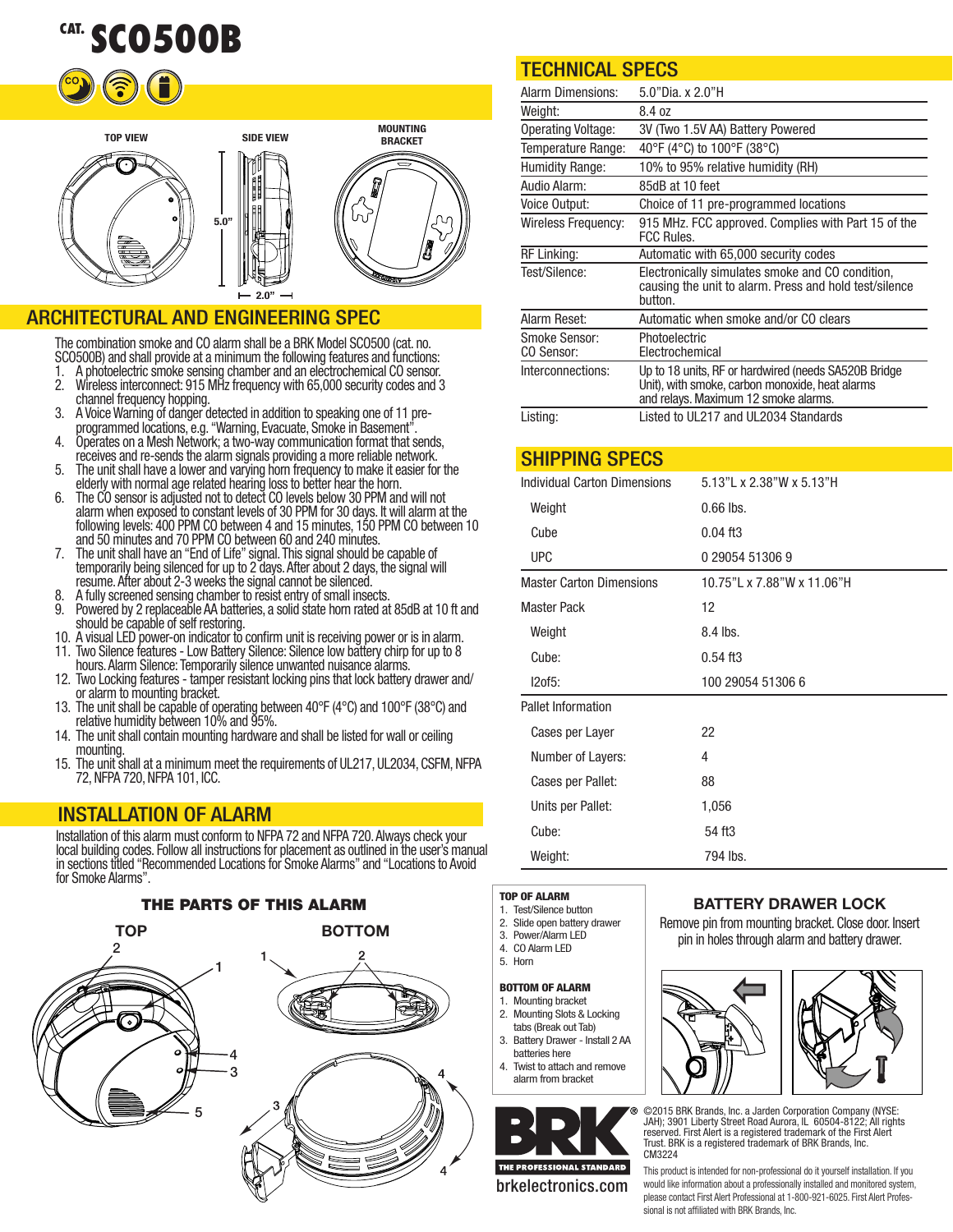# CAT. SCO500B

TOP VIEW

SIDE VIEW

MOUNTING BRACKET

5.0"

2.0"

## TECHNICAL SPECS

| | |
|---|---|
| Alarm Dimensions: | 5.0"Dia. x 2.0"H |
| Weight: | 8.4 oz |
| Operating Voltage: | 3V (Two 1.5V AA) Battery Powered |
| Temperature Range: | 40°F (4°C) to 100°F (38°C) |
| Humidity Range: | 10% to 95% relative humidity (RH) |
| Audio Alarm: | 85dB at 10 feet |
| Voice Output: | Choice of 11 pre-programmed locations |
| Wireless Frequency: | 915 MHz. FCC approved. Complies with Part 15 of the FCC Rules. |
| RF Linking: | Automatic with 65,000 security codes |
| Test/Silence: | Electronically simulates smoke and CO condition, causing the unit to alarm. Press and hold test/silence button. |
| Alarm Reset: | Automatic when smoke and/or CO clears |
| Smoke Sensor: CO Sensor: | Photoelectric Electrochemical |
| Interconnections: | Up to 18 units, RF or hardwired (needs SA520B Bridge Unit), with smoke, carbon monoxide, heat alarms and relays. Maximum 12 smoke alarms. |
| Listing: | Listed to UL217 and UL2034 Standards |

## ARCHITECTURAL AND ENGINEERING SPEC

The combination smoke and CO alarm shall be a BRK Model SCO500 (cat. no. SCO500B) and shall provide at a minimum the following features and functions:

1. A photoelectric smoke sensing chamber and an electrochemical CO sensor.
2. Wireless interconnect: 915 MHz frequency with 65,000 security codes and 3 channel frequency hopping.
3. A Voice Warning of danger detected in addition to speaking one of 11 pre-programmed locations, e.g. "Warning, Evacuate, Smoke in Basement".
4. Operates on a Mesh Network; a two-way communication format that sends, receives and re-sends the alarm signals providing a more reliable network.
5. The unit shall have a lower and varying horn frequency to make it easier for the elderly with normal age related hearing loss to better hear the horn.
6. The CO sensor is adjusted not to detect CO levels below 30 PPM and will not alarm when exposed to constant levels of 30 PPM for 30 days. It will alarm at the following levels: 400 PPM CO between 4 and 15 minutes, 150 PPM CO between 10 and 50 minutes and 70 PPM CO between 60 and 240 minutes.
7. The unit shall have an "End of Life" signal. This signal should be capable of temporarily being silenced for up to 2 days. After about 2 days, the signal will resume. After about 2-3 weeks the signal cannot be silenced.
8. A fully screened sensing chamber to resist entry of small insects.
9. Powered by 2 replaceable AA batteries, a solid state horn rated at 85dB at 10 ft and should be capable of self restoring.
10. A visual LED power-on indicator to confirm unit is receiving power or is in alarm.
11. Two Silence features - Low Battery Silence: Silence low battery chirp for up to 8 hours. Alarm Silence: Temporarily silence unwanted nuisance alarms.
12. Two Locking features - tamper resistant locking pins that lock battery drawer and/or alarm to mounting bracket.
13. The unit shall be capable of operating between 40°F (4°C) and 100°F (38°C) and relative humidity between 10% and 95%.
14. The unit shall contain mounting hardware and shall be listed for wall or ceiling mounting.
15. The unit shall at a minimum meet the requirements of UL217, UL2034, CSFM, NFPA 72, NFPA 720, NFPA 101, ICC.

## SHIPPING SPECS

| | |
|---|---|
| Individual Carton Dimensions | 5.13"L x 2.38"W x 5.13"H |
| Weight | 0.66 lbs. |
| Cube | 0.04 ft3 |
| UPC | 0 29054 51306 9 |
| Master Carton Dimensions | 10.75"L x 7.88"W x 11.06"H |
| Master Pack | 12 |
| Weight: | 8.4 lbs. |
| Cube: | 0.54 ft3 |
| I2of5: | 100 29054 51306 6 |
| Pallet Information | |
| Cases per Layer | 22 |
| Number of Layers: | 4 |
| Cases per Pallet: | 88 |
| Units per Pallet: | 1,056 |
| Cube: | 54 ft3 |
| Weight: | 794 lbs. |

## INSTALLATION OF ALARM

Installation of this alarm must conform to NFPA 72 and NFPA 720. Always check your local building codes. Follow all instructions for placement as outlined in the user's manual in sections titled "Recommended Locations for Smoke Alarms" and "Locations to Avoid for Smoke Alarms".

### THE PARTS OF THIS ALARM

TOP

BOTTOM

**TOP OF ALARM**

1. Test/Silence button
2. Slide open battery drawer
3. Power/Alarm LED
4. CO Alarm LED
5. Horn

**BOTTOM OF ALARM**

1. Mounting bracket
2. Mounting Slots & Locking tabs (Break out Tab)
3. Battery Drawer - Install 2 AA batteries here
4. Twist to attach and remove alarm from bracket

### BATTERY DRAWER LOCK

Remove pin from mounting bracket. Close door. Insert pin in holes through alarm and battery drawer.

BRK® THE PROFESSIONAL STANDARD

brkelectronics.com

©2015 BRK Brands, Inc. a Jarden Corporation Company (NYSE: JAH); 3901 Liberty Street Road Aurora, IL 60504-8122; All rights reserved. First Alert is a registered trademark of the First Alert Trust. BRK is a registered trademark of BRK Brands, Inc. CM3224

This product is intended for non-professional do it yourself installation. If you would like information about a professionally installed and monitored system, please contact First Alert Professional at 1-800-921-6025. First Alert Professional is not affiliated with BRK Brands, Inc.